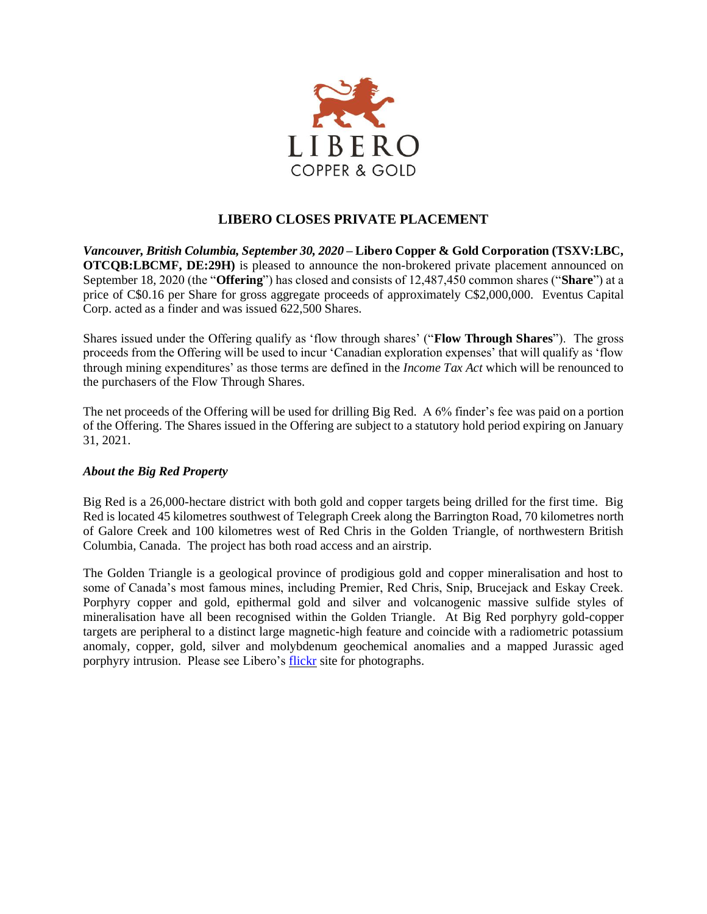LIBERO

COPPER & GOLD

# LIBERO CLOSES PRIVATE PLACEMENT

***Vancouver, British Columbia, September 30, 2020*** **– Libero Copper & Gold Corporation (TSXV:LBC, OTCQB:LBCMF, DE:29H)** is pleased to announce the non-brokered private placement announced on September 18, 2020 (the "**Offering**") has closed and consists of 12,487,450 common shares ("**Share**") at a price of C$0.16 per Share for gross aggregate proceeds of approximately C$2,000,000. Eventus Capital Corp. acted as a finder and was issued 622,500 Shares.

Shares issued under the Offering qualify as 'flow through shares' ("**Flow Through Shares**"). The gross proceeds from the Offering will be used to incur 'Canadian exploration expenses' that will qualify as 'flow through mining expenditures' as those terms are defined in the *Income Tax Act* which will be renounced to the purchasers of the Flow Through Shares.

The net proceeds of the Offering will be used for drilling Big Red. A 6% finder's fee was paid on a portion of the Offering. The Shares issued in the Offering are subject to a statutory hold period expiring on January 31, 2021.

### *About the Big Red Property*

Big Red is a 26,000-hectare district with both gold and copper targets being drilled for the first time. Big Red is located 45 kilometres southwest of Telegraph Creek along the Barrington Road, 70 kilometres north of Galore Creek and 100 kilometres west of Red Chris in the Golden Triangle, of northwestern British Columbia, Canada. The project has both road access and an airstrip.

The Golden Triangle is a geological province of prodigious gold and copper mineralisation and host to some of Canada's most famous mines, including Premier, Red Chris, Snip, Brucejack and Eskay Creek. Porphyry copper and gold, epithermal gold and silver and volcanogenic massive sulfide styles of mineralisation have all been recognised within the Golden Triangle. At Big Red porphyry gold-copper targets are peripheral to a distinct large magnetic-high feature and coincide with a radiometric potassium anomaly, copper, gold, silver and molybdenum geochemical anomalies and a mapped Jurassic aged porphyry intrusion. Please see Libero's flickr site for photographs.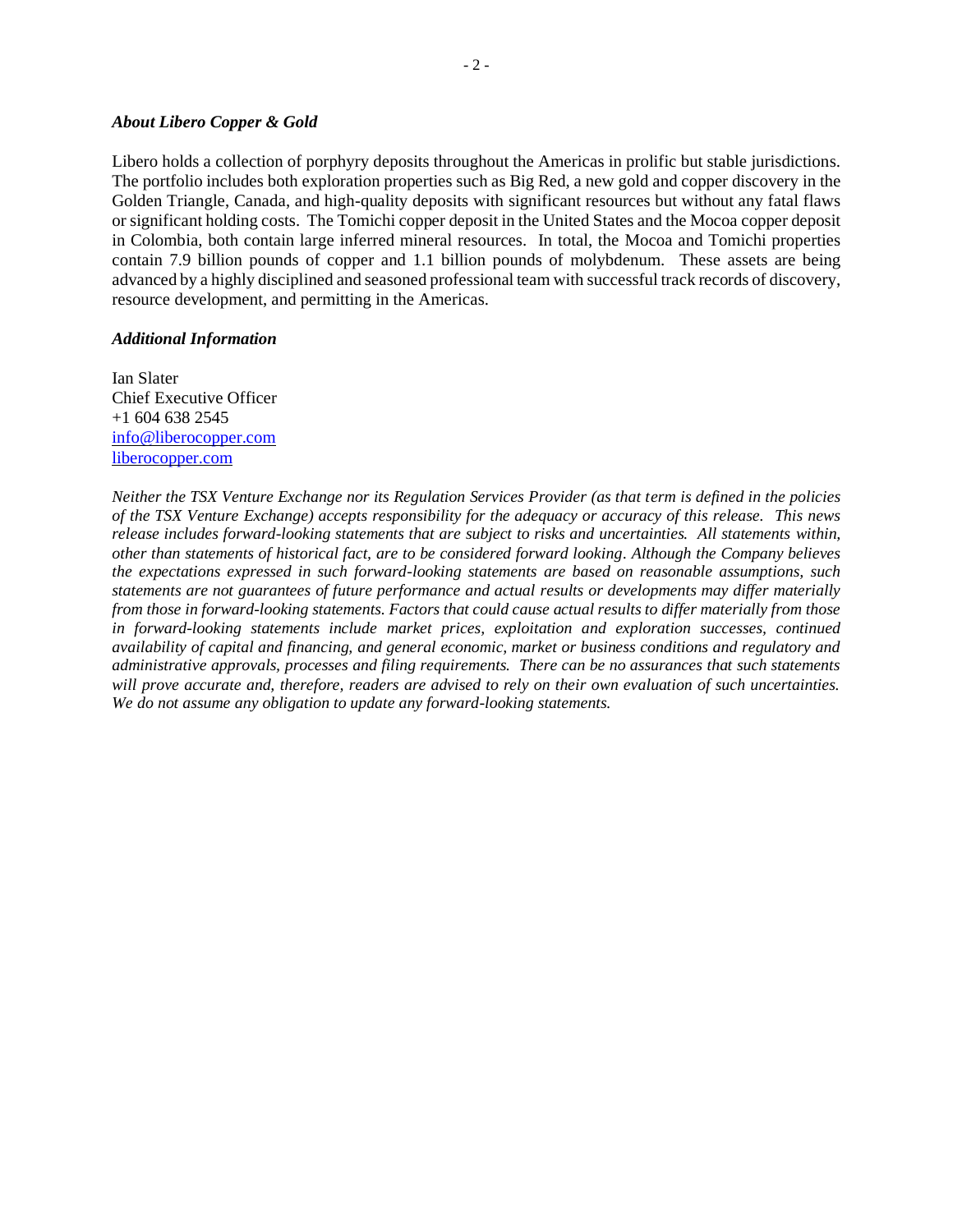### *About Libero Copper & Gold*

Libero holds a collection of porphyry deposits throughout the Americas in prolific but stable jurisdictions. The portfolio includes both exploration properties such as Big Red, a new gold and copper discovery in the Golden Triangle, Canada, and high-quality deposits with significant resources but without any fatal flaws or significant holding costs. The Tomichi copper deposit in the United States and the Mocoa copper deposit in Colombia, both contain large inferred mineral resources. In total, the Mocoa and Tomichi properties contain 7.9 billion pounds of copper and 1.1 billion pounds of molybdenum. These assets are being advanced by a highly disciplined and seasoned professional team with successful track records of discovery, resource development, and permitting in the Americas.

### *Additional Information*

Ian Slater
Chief Executive Officer
+1 604 638 2545
info@liberocopper.com
liberocopper.com

*Neither the TSX Venture Exchange nor its Regulation Services Provider (as that term is defined in the policies of the TSX Venture Exchange) accepts responsibility for the adequacy or accuracy of this release. This news release includes forward-looking statements that are subject to risks and uncertainties. All statements within, other than statements of historical fact, are to be considered forward looking. Although the Company believes the expectations expressed in such forward-looking statements are based on reasonable assumptions, such statements are not guarantees of future performance and actual results or developments may differ materially from those in forward-looking statements. Factors that could cause actual results to differ materially from those in forward-looking statements include market prices, exploitation and exploration successes, continued availability of capital and financing, and general economic, market or business conditions and regulatory and administrative approvals, processes and filing requirements. There can be no assurances that such statements will prove accurate and, therefore, readers are advised to rely on their own evaluation of such uncertainties. We do not assume any obligation to update any forward-looking statements.*